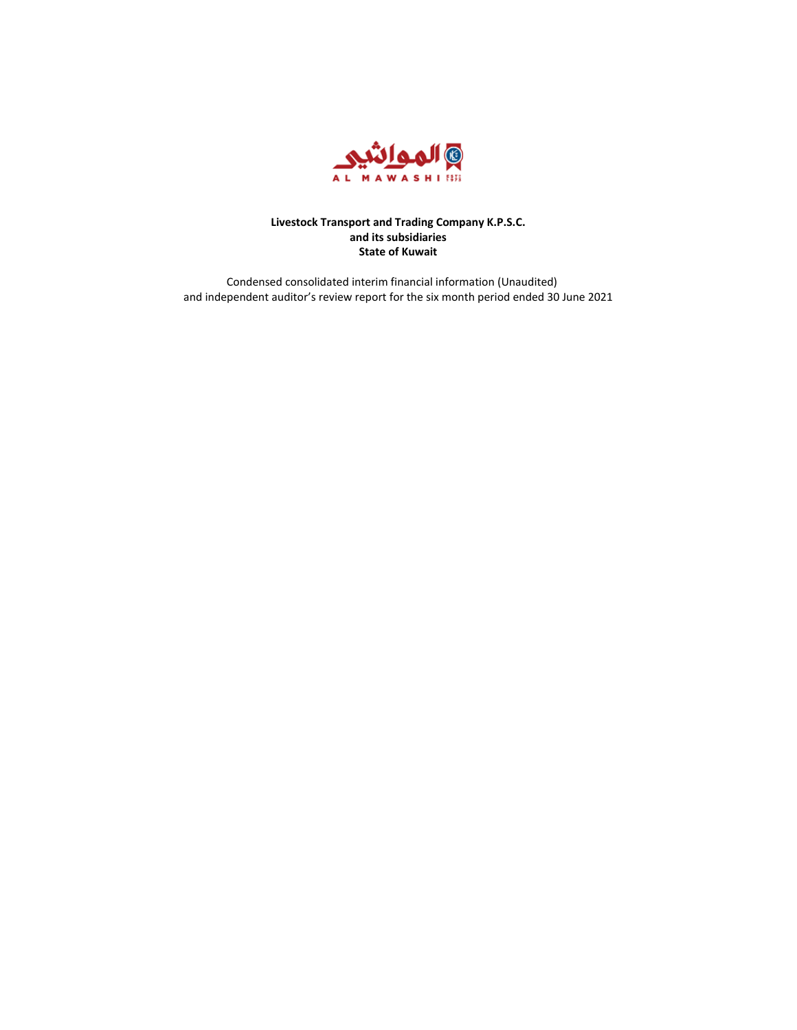**Livestock Transport and Trading Company K.P.S.C.**
**and its subsidiaries**
**State of Kuwait**

Condensed consolidated interim financial information (Unaudited)
and independent auditor's review report for the six month period ended 30 June 2021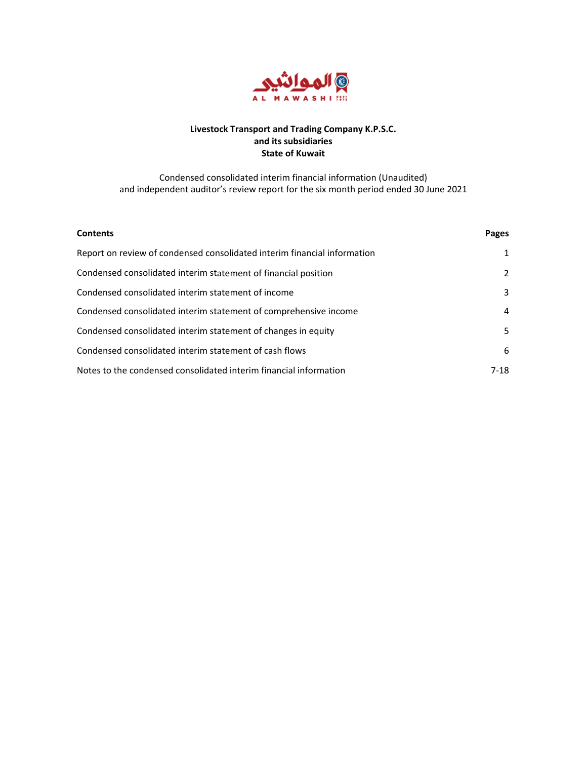**Livestock Transport and Trading Company K.P.S.C.**
**and its subsidiaries**
**State of Kuwait**

Condensed consolidated interim financial information (Unaudited)
and independent auditor's review report for the six month period ended 30 June 2021

| **Contents** | **Pages** |
|---|---|
| Report on review of condensed consolidated interim financial information | 1 |
| Condensed consolidated interim statement of financial position | 2 |
| Condensed consolidated interim statement of income | 3 |
| Condensed consolidated interim statement of comprehensive income | 4 |
| Condensed consolidated interim statement of changes in equity | 5 |
| Condensed consolidated interim statement of cash flows | 6 |
| Notes to the condensed consolidated interim financial information | 7-18 |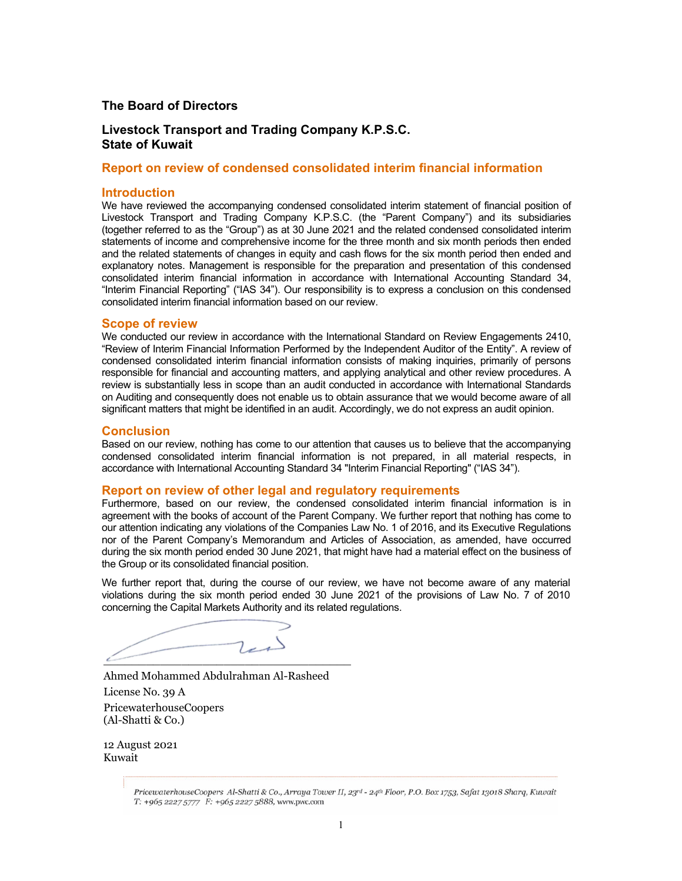**The Board of Directors**

**Livestock Transport and Trading Company K.P.S.C.**
**State of Kuwait**

## Report on review of condensed consolidated interim financial information

### Introduction

We have reviewed the accompanying condensed consolidated interim statement of financial position of Livestock Transport and Trading Company K.P.S.C. (the "Parent Company") and its subsidiaries (together referred to as the "Group") as at 30 June 2021 and the related condensed consolidated interim statements of income and comprehensive income for the three month and six month periods then ended and the related statements of changes in equity and cash flows for the six month period then ended and explanatory notes. Management is responsible for the preparation and presentation of this condensed consolidated interim financial information in accordance with International Accounting Standard 34, "Interim Financial Reporting" ("IAS 34"). Our responsibility is to express a conclusion on this condensed consolidated interim financial information based on our review.

### Scope of review

We conducted our review in accordance with the International Standard on Review Engagements 2410, "Review of Interim Financial Information Performed by the Independent Auditor of the Entity". A review of condensed consolidated interim financial information consists of making inquiries, primarily of persons responsible for financial and accounting matters, and applying analytical and other review procedures. A review is substantially less in scope than an audit conducted in accordance with International Standards on Auditing and consequently does not enable us to obtain assurance that we would become aware of all significant matters that might be identified in an audit. Accordingly, we do not express an audit opinion.

### Conclusion

Based on our review, nothing has come to our attention that causes us to believe that the accompanying condensed consolidated interim financial information is not prepared, in all material respects, in accordance with International Accounting Standard 34 "Interim Financial Reporting" ("IAS 34").

### Report on review of other legal and regulatory requirements

Furthermore, based on our review, the condensed consolidated interim financial information is in agreement with the books of account of the Parent Company. We further report that nothing has come to our attention indicating any violations of the Companies Law No. 1 of 2016, and its Executive Regulations nor of the Parent Company's Memorandum and Articles of Association, as amended, have occurred during the six month period ended 30 June 2021, that might have had a material effect on the business of the Group or its consolidated financial position.

We further report that, during the course of our review, we have not become aware of any material violations during the six month period ended 30 June 2021 of the provisions of Law No. 7 of 2010 concerning the Capital Markets Authority and its related regulations.

Ahmed Mohammed Abdulrahman Al-Rasheed
License No. 39 A
PricewaterhouseCoopers
(Al-Shatti & Co.)

12 August 2021
Kuwait

PricewaterhouseCoopers Al-Shatti & Co., Arraya Tower II, 23rd - 24th Floor, P.O. Box 1753, Safat 13018 Sharq, Kuwait
T: +965 2227 5777 F: +965 2227 5888, www.pwc.com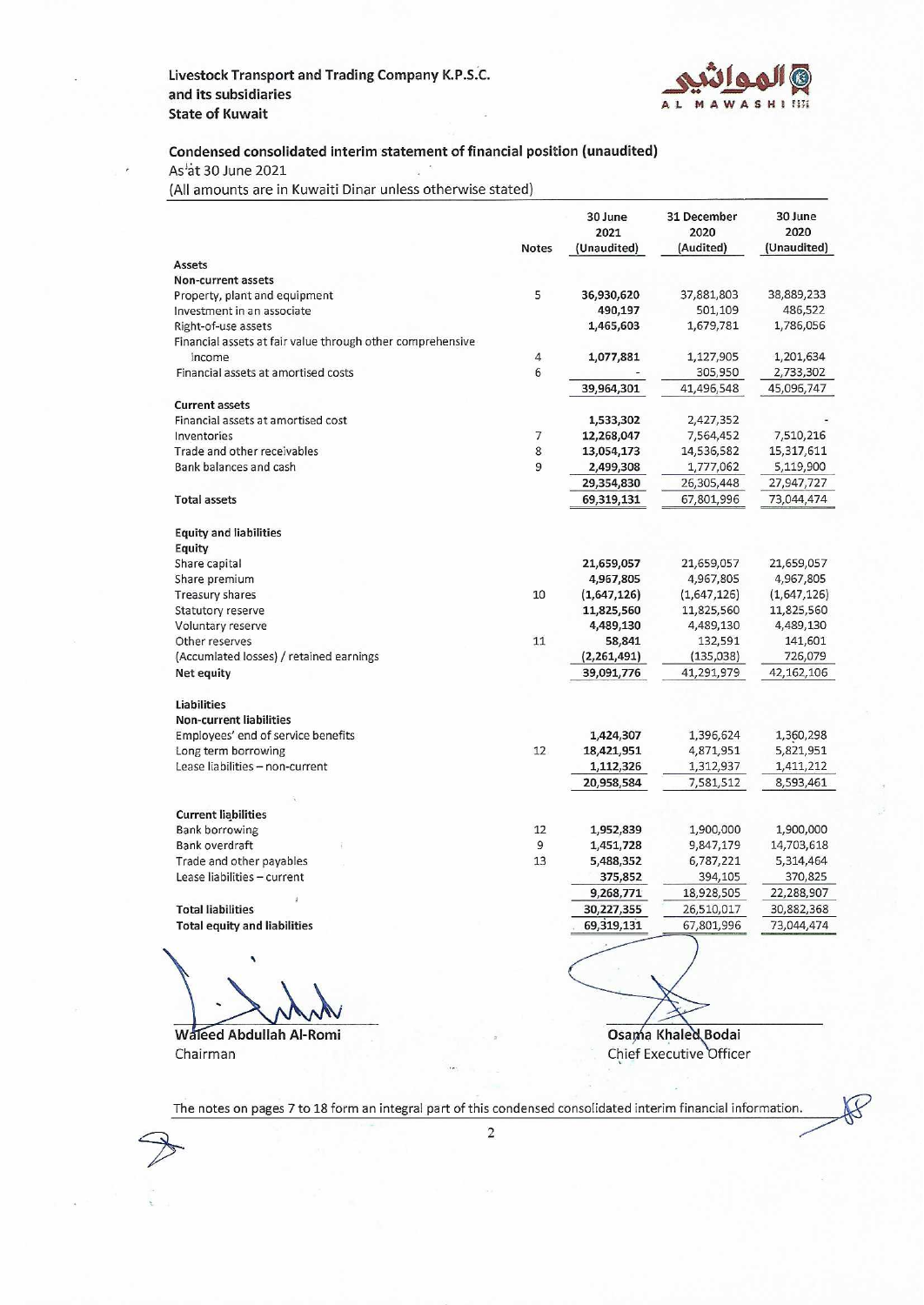Livestock Transport and Trading Company K.P.S.C.
and its subsidiaries
State of Kuwait

المواشي AL MAWASHI

## Condensed consolidated interim statement of financial position (unaudited)

As at 30 June 2021

(All amounts are in Kuwaiti Dinar unless otherwise stated)

| | Notes | 30 June 2021 (Unaudited) | 31 December 2020 (Audited) | 30 June 2020 (Unaudited) |
|---|---|---|---|---|
| **Assets** | | | | |
| **Non-current assets** | | | | |
| Property, plant and equipment | 5 | **36,930,620** | 37,881,803 | 38,889,233 |
| Investment in an associate | | **490,197** | 501,109 | 486,522 |
| Right-of-use assets | | **1,465,603** | 1,679,781 | 1,786,056 |
| Financial assets at fair value through other comprehensive income | 4 | **1,077,881** | 1,127,905 | 1,201,634 |
| Financial assets at amortised costs | 6 | **-** | 305,950 | 2,733,302 |
| | | **39,964,301** | 41,496,548 | 45,096,747 |
| **Current assets** | | | | |
| Financial assets at amortised cost | | **1,533,302** | 2,427,352 | - |
| Inventories | 7 | **12,268,047** | 7,564,452 | 7,510,216 |
| Trade and other receivables | 8 | **13,054,173** | 14,536,582 | 15,317,611 |
| Bank balances and cash | 9 | **2,499,308** | 1,777,062 | 5,119,900 |
| | | **29,354,830** | 26,305,448 | 27,947,727 |
| **Total assets** | | **69,319,131** | 67,801,996 | 73,044,474 |
| **Equity and liabilities** | | | | |
| **Equity** | | | | |
| Share capital | | **21,659,057** | 21,659,057 | 21,659,057 |
| Share premium | | **4,967,805** | 4,967,805 | 4,967,805 |
| Treasury shares | 10 | **(1,647,126)** | (1,647,126) | (1,647,126) |
| Statutory reserve | | **11,825,560** | 11,825,560 | 11,825,560 |
| Voluntary reserve | | **4,489,130** | 4,489,130 | 4,489,130 |
| Other reserves | 11 | **58,841** | 132,591 | 141,601 |
| (Accumlated losses) / retained earnings | | **(2,261,491)** | (135,038) | 726,079 |
| **Net equity** | | **39,091,776** | 41,291,979 | 42,162,106 |
| **Liabilities** | | | | |
| **Non-current liabilities** | | | | |
| Employees' end of service benefits | | **1,424,307** | 1,396,624 | 1,360,298 |
| Long term borrowing | 12 | **18,421,951** | 4,871,951 | 5,821,951 |
| Lease liabilities – non-current | | **1,112,326** | 1,312,937 | 1,411,212 |
| | | **20,958,584** | 7,581,512 | 8,593,461 |
| **Current liabilities** | | | | |
| Bank borrowing | 12 | **1,952,839** | 1,900,000 | 1,900,000 |
| Bank overdraft | 9 | **1,451,728** | 9,847,179 | 14,703,618 |
| Trade and other payables | 13 | **5,488,352** | 6,787,221 | 5,314,464 |
| Lease liabilities – current | | **375,852** | 394,105 | 370,825 |
| | | **9,268,771** | 18,928,505 | 22,288,907 |
| **Total liabilities** | | **30,227,355** | 26,510,017 | 30,882,368 |
| **Total equity and liabilities** | | **69,319,131** | 67,801,996 | 73,044,474 |

**Waleed Abdullah Al-Romi**
Chairman

**Osama Khaled Bodai**
Chief Executive Officer

The notes on pages 7 to 18 form an integral part of this condensed consolidated interim financial information.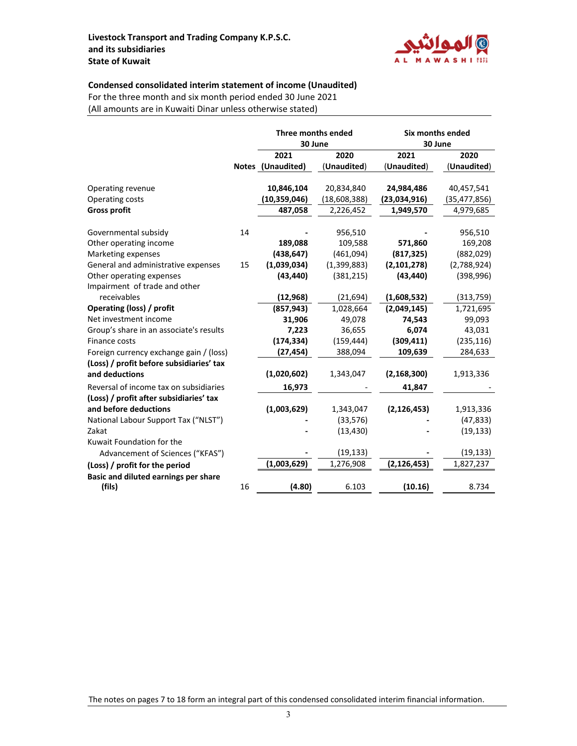**Livestock Transport and Trading Company K.P.S.C.**
**and its subsidiaries**
**State of Kuwait**

## Condensed consolidated interim statement of income (Unaudited)

For the three month and six month period ended 30 June 2021
(All amounts are in Kuwaiti Dinar unless otherwise stated)

| | | Three months ended 30 June | | Six months ended 30 June | |
|---|---|---|---|---|---|
| | **Notes** | **2021 (Unaudited)** | **2020 (Unaudited)** | **2021 (Unaudited)** | **2020 (Unaudited)** |
| Operating revenue | | **10,846,104** | 20,834,840 | **24,984,486** | 40,457,541 |
| Operating costs | | **(10,359,046)** | (18,608,388) | **(23,034,916)** | (35,477,856) |
| **Gross profit** | | **487,058** | 2,226,452 | **1,949,570** | 4,979,685 |
| Governmental subsidy | 14 | **-** | 956,510 | **-** | 956,510 |
| Other operating income | | **189,088** | 109,588 | **571,860** | 169,208 |
| Marketing expenses | | **(438,647)** | (461,094) | **(817,325)** | (882,029) |
| General and administrative expenses | 15 | **(1,039,034)** | (1,399,883) | **(2,101,278)** | (2,788,924) |
| Other operating expenses | | **(43,440)** | (381,215) | **(43,440)** | (398,996) |
| Impairment of trade and other receivables | | **(12,968)** | (21,694) | **(1,608,532)** | (313,759) |
| **Operating (loss) / profit** | | **(857,943)** | 1,028,664 | **(2,049,145)** | 1,721,695 |
| Net investment income | | **31,906** | 49,078 | **74,543** | 99,093 |
| Group's share in an associate's results | | **7,223** | 36,655 | **6,074** | 43,031 |
| Finance costs | | **(174,334)** | (159,444) | **(309,411)** | (235,116) |
| Foreign currency exchange gain / (loss) | | **(27,454)** | 388,094 | **109,639** | 284,633 |
| **(Loss) / profit before subsidiaries' tax and deductions** | | **(1,020,602)** | 1,343,047 | **(2,168,300)** | 1,913,336 |
| Reversal of income tax on subsidiaries | | **16,973** | - | **41,847** | - |
| **(Loss) / profit after subsidiaries' tax and before deductions** | | **(1,003,629)** | 1,343,047 | **(2,126,453)** | 1,913,336 |
| National Labour Support Tax ("NLST") | | **-** | (33,576) | **-** | (47,833) |
| Zakat | | **-** | (13,430) | **-** | (19,133) |
| Kuwait Foundation for the Advancement of Sciences ("KFAS") | | **-** | (19,133) | **-** | (19,133) |
| **(Loss) / profit for the period** | | **(1,003,629)** | 1,276,908 | **(2,126,453)** | 1,827,237 |
| **Basic and diluted earnings per share (fils)** | 16 | **(4.80)** | 6.103 | **(10.16)** | 8.734 |

The notes on pages 7 to 18 form an integral part of this condensed consolidated interim financial information.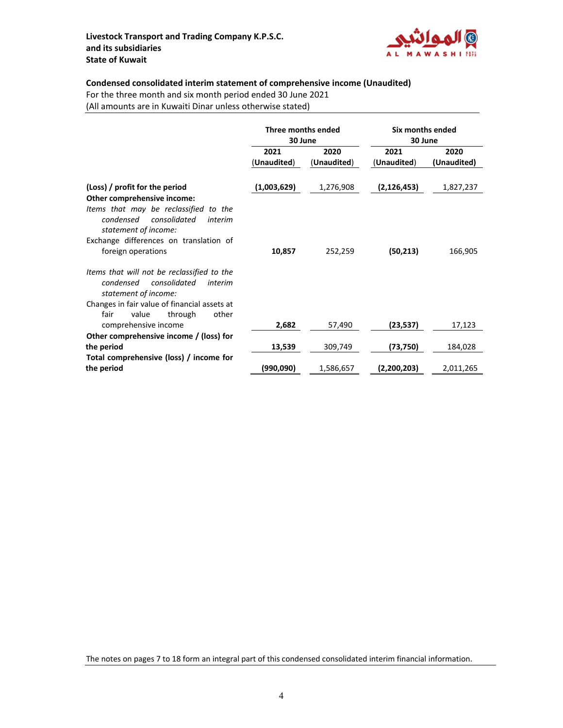**Livestock Transport and Trading Company K.P.S.C.**
**and its subsidiaries**
**State of Kuwait**

## Condensed consolidated interim statement of comprehensive income (Unaudited)

For the three month and six month period ended 30 June 2021
(All amounts are in Kuwaiti Dinar unless otherwise stated)

| | Three months ended 30 June | | Six months ended 30 June | |
|---|---|---|---|---|
| | **2021 (Unaudited)** | **2020 (Unaudited)** | **2021 (Unaudited)** | **2020 (Unaudited)** |
| **(Loss) / profit for the period** | **(1,003,629)** | 1,276,908 | **(2,126,453)** | 1,827,237 |
| **Other comprehensive income:** | | | | |
| *Items that may be reclassified to the condensed consolidated interim statement of income:* | | | | |
| Exchange differences on translation of foreign operations | **10,857** | 252,259 | **(50,213)** | 166,905 |
| *Items that will not be reclassified to the condensed consolidated interim statement of income:* | | | | |
| Changes in fair value of financial assets at fair value through other comprehensive income | **2,682** | 57,490 | **(23,537)** | 17,123 |
| **Other comprehensive income / (loss) for the period** | **13,539** | 309,749 | **(73,750)** | 184,028 |
| **Total comprehensive (loss) / income for the period** | **(990,090)** | 1,586,657 | **(2,200,203)** | 2,011,265 |

The notes on pages 7 to 18 form an integral part of this condensed consolidated interim financial information.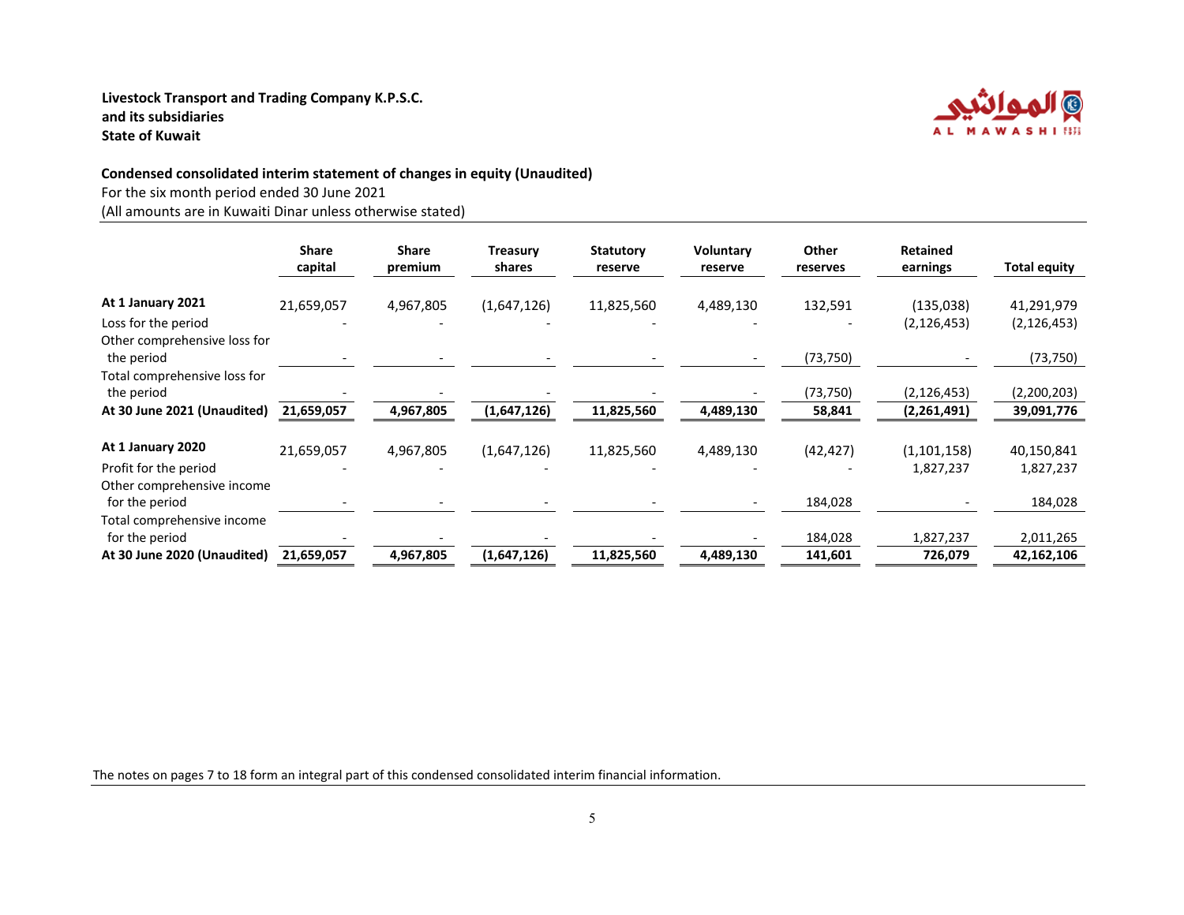**Livestock Transport and Trading Company K.P.S.C.**
**and its subsidiaries**
**State of Kuwait**

## Condensed consolidated interim statement of changes in equity (Unaudited)

For the six month period ended 30 June 2021
(All amounts are in Kuwaiti Dinar unless otherwise stated)

| | Share capital | Share premium | Treasury shares | Statutory reserve | Voluntary reserve | Other reserves | Retained earnings | Total equity |
|---|---|---|---|---|---|---|---|---|
| **At 1 January 2021** | 21,659,057 | 4,967,805 | (1,647,126) | 11,825,560 | 4,489,130 | 132,591 | (135,038) | 41,291,979 |
| Loss for the period | - | - | - | - | - | - | (2,126,453) | (2,126,453) |
| Other comprehensive loss for the period | - | - | - | - | - | (73,750) | - | (73,750) |
| Total comprehensive loss for the period | - | - | - | - | - | (73,750) | (2,126,453) | (2,200,203) |
| **At 30 June 2021 (Unaudited)** | **21,659,057** | **4,967,805** | **(1,647,126)** | **11,825,560** | **4,489,130** | **58,841** | **(2,261,491)** | **39,091,776** |
| | | | | | | | | |
| **At 1 January 2020** | 21,659,057 | 4,967,805 | (1,647,126) | 11,825,560 | 4,489,130 | (42,427) | (1,101,158) | 40,150,841 |
| Profit for the period | - | - | - | - | - | - | 1,827,237 | 1,827,237 |
| Other comprehensive income for the period | - | - | - | - | - | 184,028 | - | 184,028 |
| Total comprehensive income for the period | - | - | - | - | - | 184,028 | 1,827,237 | 2,011,265 |
| **At 30 June 2020 (Unaudited)** | **21,659,057** | **4,967,805** | **(1,647,126)** | **11,825,560** | **4,489,130** | **141,601** | **726,079** | **42,162,106** |

The notes on pages 7 to 18 form an integral part of this condensed consolidated interim financial information.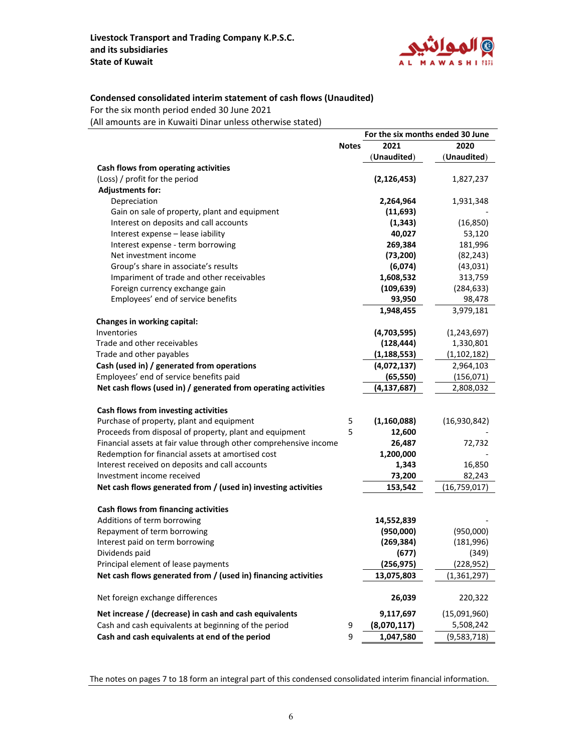**Livestock Transport and Trading Company K.P.S.C.**
**and its subsidiaries**
**State of Kuwait**

## Condensed consolidated interim statement of cash flows (Unaudited)

For the six month period ended 30 June 2021
(All amounts are in Kuwaiti Dinar unless otherwise stated)

| | Notes | For the six months ended 30 June | |
|---|---|---|---|
| | | 2021 (Unaudited) | 2020 (Unaudited) |
| **Cash flows from operating activities** | | | |
| (Loss) / profit for the period | | **(2,126,453)** | 1,827,237 |
| **Adjustments for:** | | | |
| Depreciation | | **2,264,964** | 1,931,348 |
| Gain on sale of property, plant and equipment | | **(11,693)** | - |
| Interest on deposits and call accounts | | **(1,343)** | (16,850) |
| Interest expense – lease iability | | **40,027** | 53,120 |
| Interest expense - term borrowing | | **269,384** | 181,996 |
| Net investment income | | **(73,200)** | (82,243) |
| Group's share in associate's results | | **(6,074)** | (43,031) |
| Impairment of trade and other receivables | | **1,608,532** | 313,759 |
| Foreign currency exchange gain | | **(109,639)** | (284,633) |
| Employees' end of service benefits | | **93,950** | 98,478 |
| | | **1,948,455** | 3,979,181 |
| **Changes in working capital:** | | | |
| Inventories | | **(4,703,595)** | (1,243,697) |
| Trade and other receivables | | **(128,444)** | 1,330,801 |
| Trade and other payables | | **(1,188,553)** | (1,102,182) |
| **Cash (used in) / generated from operations** | | **(4,072,137)** | 2,964,103 |
| Employees' end of service benefits paid | | **(65,550)** | (156,071) |
| **Net cash flows (used in) / generated from operating activities** | | **(4,137,687)** | 2,808,032 |
| **Cash flows from investing activities** | | | |
| Purchase of property, plant and equipment | 5 | **(1,160,088)** | (16,930,842) |
| Proceeds from disposal of property, plant and equipment | 5 | **12,600** | - |
| Financial assets at fair value through other comprehensive income | | **26,487** | 72,732 |
| Redemption for financial assets at amortised cost | | **1,200,000** | - |
| Interest received on deposits and call accounts | | **1,343** | 16,850 |
| Investment income received | | **73,200** | 82,243 |
| **Net cash flows generated from / (used in) investing activities** | | **153,542** | (16,759,017) |
| **Cash flows from financing activities** | | | |
| Additions of term borrowing | | **14,552,839** | - |
| Repayment of term borrowing | | **(950,000)** | (950,000) |
| Interest paid on term borrowing | | **(269,384)** | (181,996) |
| Dividends paid | | **(677)** | (349) |
| Principal element of lease payments | | **(256,975)** | (228,952) |
| **Net cash flows generated from / (used in) financing activities** | | **13,075,803** | (1,361,297) |
| Net foreign exchange differences | | **26,039** | 220,322 |
| **Net increase / (decrease) in cash and cash equivalents** | | **9,117,697** | (15,091,960) |
| Cash and cash equivalents at beginning of the period | 9 | **(8,070,117)** | 5,508,242 |
| **Cash and cash equivalents at end of the period** | 9 | **1,047,580** | (9,583,718) |

The notes on pages 7 to 18 form an integral part of this condensed consolidated interim financial information.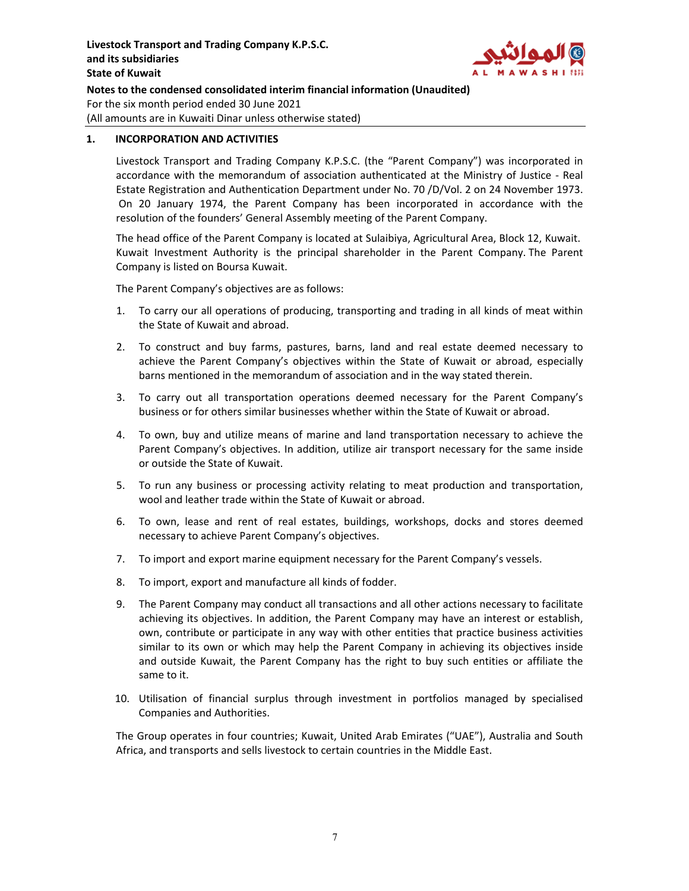## 1. INCORPORATION AND ACTIVITIES

Livestock Transport and Trading Company K.P.S.C. (the "Parent Company") was incorporated in accordance with the memorandum of association authenticated at the Ministry of Justice - Real Estate Registration and Authentication Department under No. 70 /D/Vol. 2 on 24 November 1973. On 20 January 1974, the Parent Company has been incorporated in accordance with the resolution of the founders' General Assembly meeting of the Parent Company.

The head office of the Parent Company is located at Sulaibiya, Agricultural Area, Block 12, Kuwait. Kuwait Investment Authority is the principal shareholder in the Parent Company. The Parent Company is listed on Boursa Kuwait.

The Parent Company's objectives are as follows:

1. To carry our all operations of producing, transporting and trading in all kinds of meat within the State of Kuwait and abroad.
2. To construct and buy farms, pastures, barns, land and real estate deemed necessary to achieve the Parent Company's objectives within the State of Kuwait or abroad, especially barns mentioned in the memorandum of association and in the way stated therein.
3. To carry out all transportation operations deemed necessary for the Parent Company's business or for others similar businesses whether within the State of Kuwait or abroad.
4. To own, buy and utilize means of marine and land transportation necessary to achieve the Parent Company's objectives. In addition, utilize air transport necessary for the same inside or outside the State of Kuwait.
5. To run any business or processing activity relating to meat production and transportation, wool and leather trade within the State of Kuwait or abroad.
6. To own, lease and rent of real estates, buildings, workshops, docks and stores deemed necessary to achieve Parent Company's objectives.
7. To import and export marine equipment necessary for the Parent Company's vessels.
8. To import, export and manufacture all kinds of fodder.
9. The Parent Company may conduct all transactions and all other actions necessary to facilitate achieving its objectives. In addition, the Parent Company may have an interest or establish, own, contribute or participate in any way with other entities that practice business activities similar to its own or which may help the Parent Company in achieving its objectives inside and outside Kuwait, the Parent Company has the right to buy such entities or affiliate the same to it.
10. Utilisation of financial surplus through investment in portfolios managed by specialised Companies and Authorities.

The Group operates in four countries; Kuwait, United Arab Emirates ("UAE"), Australia and South Africa, and transports and sells livestock to certain countries in the Middle East.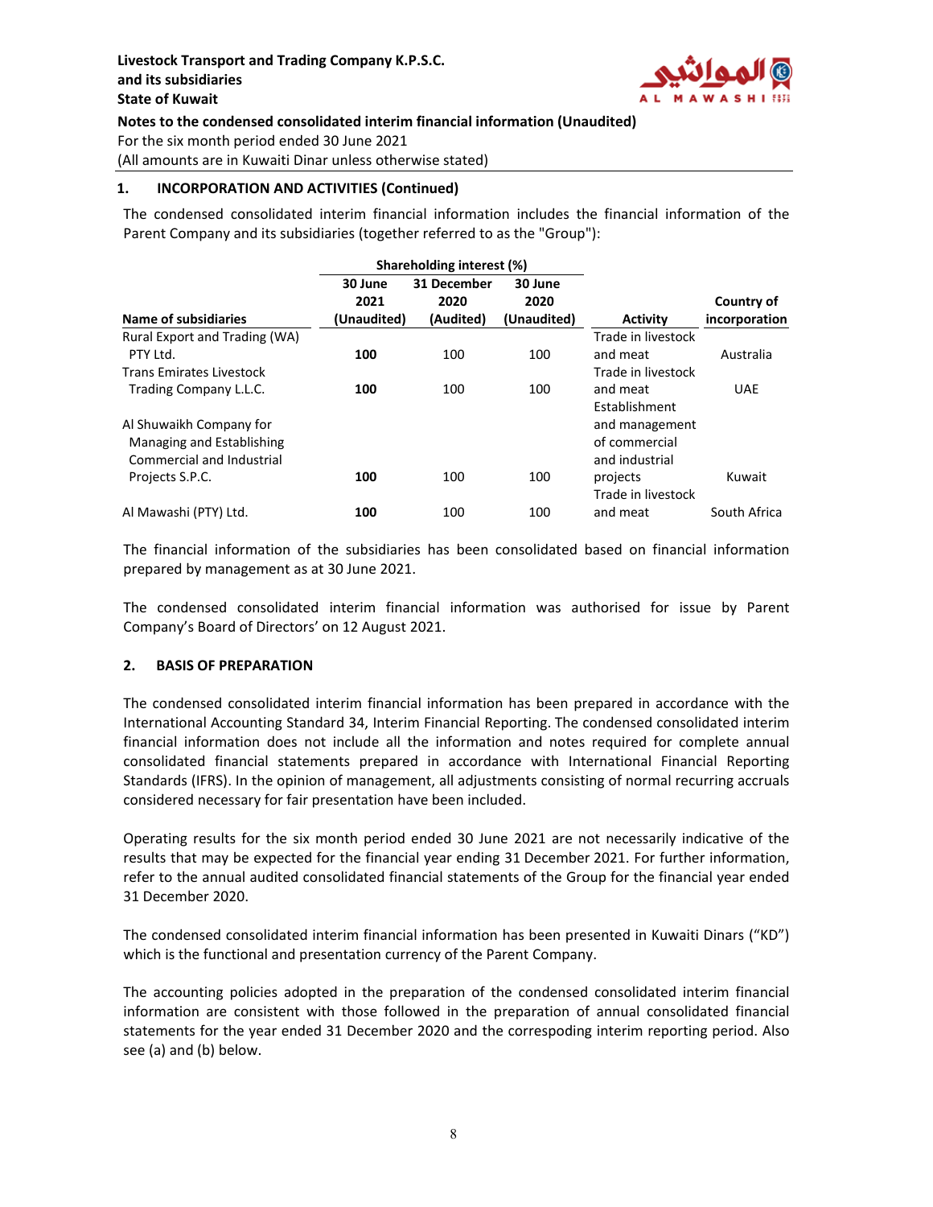## 1. INCORPORATION AND ACTIVITIES (Continued)

The condensed consolidated interim financial information includes the financial information of the Parent Company and its subsidiaries (together referred to as the "Group"):

| | Shareholding interest (%) | | | | |
|---|---|---|---|---|---|
| **Name of subsidiaries** | **30 June 2021 (Unaudited)** | **31 December 2020 (Audited)** | **30 June 2020 (Unaudited)** | **Activity** | **Country of incorporation** |
| Rural Export and Trading (WA) PTY Ltd. | **100** | 100 | 100 | Trade in livestock and meat | Australia |
| Trans Emirates Livestock Trading Company L.L.C. | **100** | 100 | 100 | Trade in livestock and meat | UAE |
| Al Shuwaikh Company for Managing and Establishing Commercial and Industrial Projects S.P.C. | **100** | 100 | 100 | Establishment and management of commercial and industrial projects | Kuwait |
| Al Mawashi (PTY) Ltd. | **100** | 100 | 100 | Trade in livestock and meat | South Africa |

The financial information of the subsidiaries has been consolidated based on financial information prepared by management as at 30 June 2021.

The condensed consolidated interim financial information was authorised for issue by Parent Company's Board of Directors' on 12 August 2021.

## 2. BASIS OF PREPARATION

The condensed consolidated interim financial information has been prepared in accordance with the International Accounting Standard 34, Interim Financial Reporting. The condensed consolidated interim financial information does not include all the information and notes required for complete annual consolidated financial statements prepared in accordance with International Financial Reporting Standards (IFRS). In the opinion of management, all adjustments consisting of normal recurring accruals considered necessary for fair presentation have been included.

Operating results for the six month period ended 30 June 2021 are not necessarily indicative of the results that may be expected for the financial year ending 31 December 2021. For further information, refer to the annual audited consolidated financial statements of the Group for the financial year ended 31 December 2020.

The condensed consolidated interim financial information has been presented in Kuwaiti Dinars ("KD") which is the functional and presentation currency of the Parent Company.

The accounting policies adopted in the preparation of the condensed consolidated interim financial information are consistent with those followed in the preparation of annual consolidated financial statements for the year ended 31 December 2020 and the correspoding interim reporting period. Also see (a) and (b) below.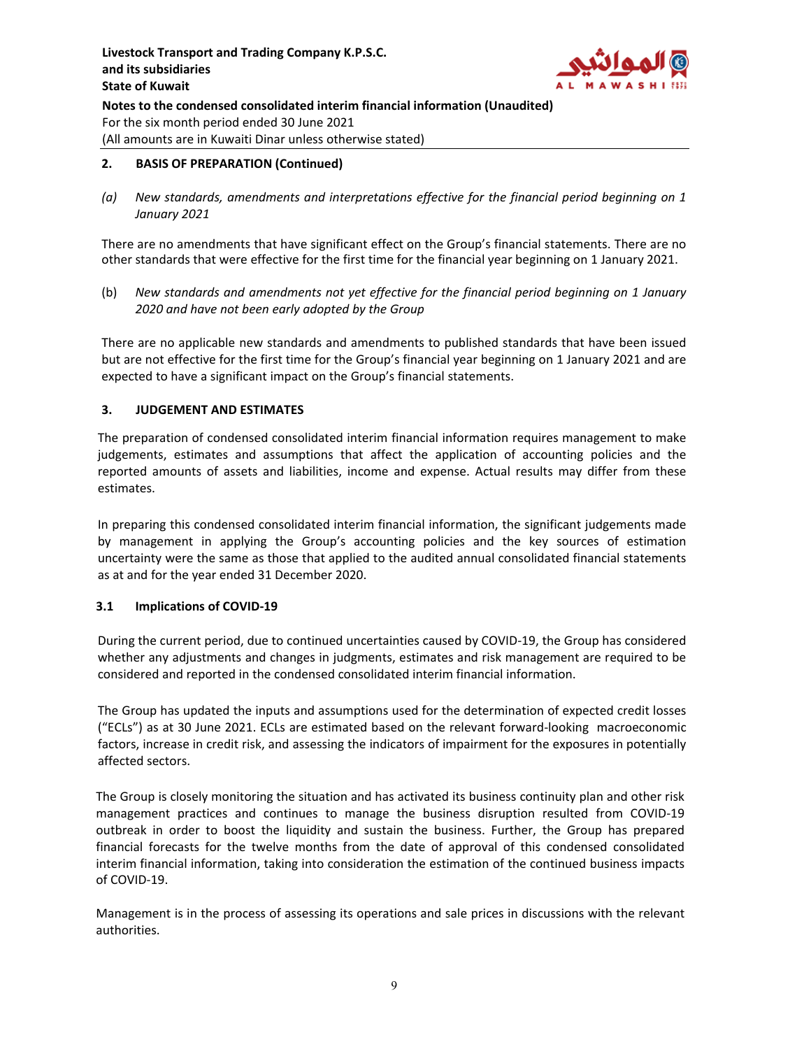## 2. BASIS OF PREPARATION (Continued)

*(a) New standards, amendments and interpretations effective for the financial period beginning on 1 January 2021*

There are no amendments that have significant effect on the Group's financial statements. There are no other standards that were effective for the first time for the financial year beginning on 1 January 2021.

(b) *New standards and amendments not yet effective for the financial period beginning on 1 January 2020 and have not been early adopted by the Group*

There are no applicable new standards and amendments to published standards that have been issued but are not effective for the first time for the Group's financial year beginning on 1 January 2021 and are expected to have a significant impact on the Group's financial statements.

## 3. JUDGEMENT AND ESTIMATES

The preparation of condensed consolidated interim financial information requires management to make judgements, estimates and assumptions that affect the application of accounting policies and the reported amounts of assets and liabilities, income and expense. Actual results may differ from these estimates.

In preparing this condensed consolidated interim financial information, the significant judgements made by management in applying the Group's accounting policies and the key sources of estimation uncertainty were the same as those that applied to the audited annual consolidated financial statements as at and for the year ended 31 December 2020.

### 3.1 Implications of COVID-19

During the current period, due to continued uncertainties caused by COVID-19, the Group has considered whether any adjustments and changes in judgments, estimates and risk management are required to be considered and reported in the condensed consolidated interim financial information.

The Group has updated the inputs and assumptions used for the determination of expected credit losses ("ECLs") as at 30 June 2021. ECLs are estimated based on the relevant forward-looking macroeconomic factors, increase in credit risk, and assessing the indicators of impairment for the exposures in potentially affected sectors.

The Group is closely monitoring the situation and has activated its business continuity plan and other risk management practices and continues to manage the business disruption resulted from COVID-19 outbreak in order to boost the liquidity and sustain the business. Further, the Group has prepared financial forecasts for the twelve months from the date of approval of this condensed consolidated interim financial information, taking into consideration the estimation of the continued business impacts of COVID-19.

Management is in the process of assessing its operations and sale prices in discussions with the relevant authorities.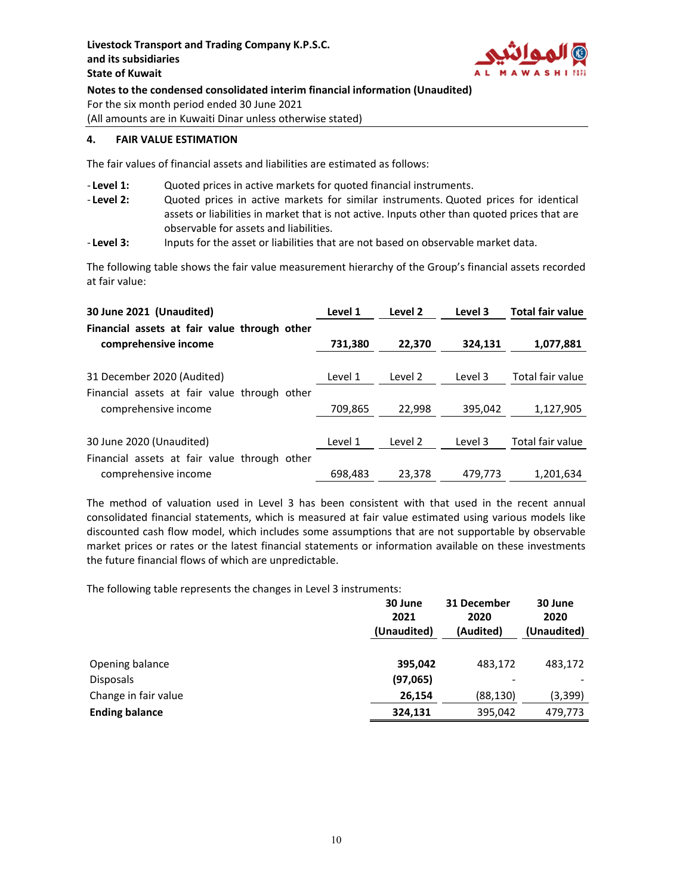## 4. FAIR VALUE ESTIMATION

The fair values of financial assets and liabilities are estimated as follows:

- **Level 1:** Quoted prices in active markets for quoted financial instruments.
- **Level 2:** Quoted prices in active markets for similar instruments. Quoted prices for identical assets or liabilities in market that is not active. Inputs other than quoted prices that are observable for assets and liabilities.
- **Level 3:** Inputs for the asset or liabilities that are not based on observable market data.

The following table shows the fair value measurement hierarchy of the Group's financial assets recorded at fair value:

| **30 June 2021 (Unaudited)** | **Level 1** | **Level 2** | **Level 3** | **Total fair value** |
|---|---|---|---|---|
| **Financial assets at fair value through other comprehensive income** | **731,380** | **22,370** | **324,131** | **1,077,881** |

| 31 December 2020 (Audited) | Level 1 | Level 2 | Level 3 | Total fair value |
|---|---|---|---|---|
| Financial assets at fair value through other comprehensive income | 709,865 | 22,998 | 395,042 | 1,127,905 |

| 30 June 2020 (Unaudited) | Level 1 | Level 2 | Level 3 | Total fair value |
|---|---|---|---|---|
| Financial assets at fair value through other comprehensive income | 698,483 | 23,378 | 479,773 | 1,201,634 |

The method of valuation used in Level 3 has been consistent with that used in the recent annual consolidated financial statements, which is measured at fair value estimated using various models like discounted cash flow model, which includes some assumptions that are not supportable by observable market prices or rates or the latest financial statements or information available on these investments the future financial flows of which are unpredictable.

The following table represents the changes in Level 3 instruments:

| | **30 June 2021 (Unaudited)** | **31 December 2020 (Audited)** | **30 June 2020 (Unaudited)** |
|---|---|---|---|
| Opening balance | **395,042** | 483,172 | 483,172 |
| Disposals | **(97,065)** | - | - |
| Change in fair value | **26,154** | (88,130) | (3,399) |
| **Ending balance** | **324,131** | 395,042 | 479,773 |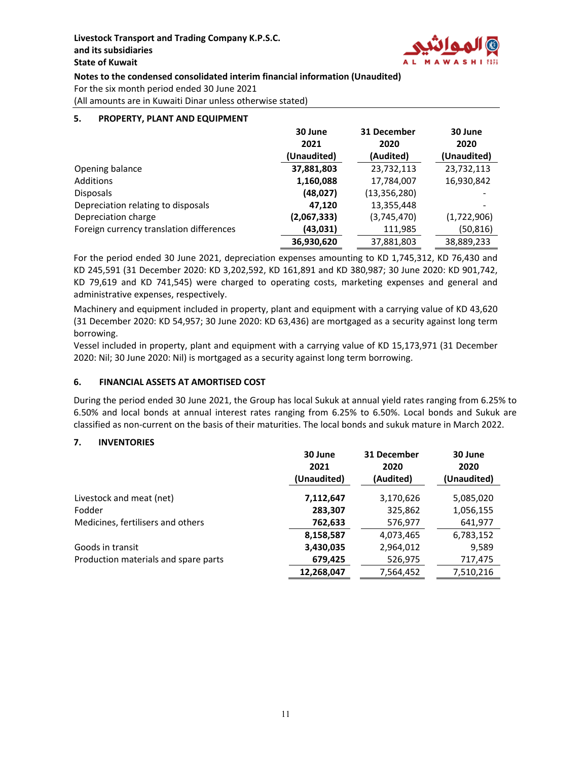## 5. PROPERTY, PLANT AND EQUIPMENT

| | 30 June 2021 (Unaudited) | 31 December 2020 (Audited) | 30 June 2020 (Unaudited) |
|---|---|---|---|
| Opening balance | **37,881,803** | 23,732,113 | 23,732,113 |
| Additions | **1,160,088** | 17,784,007 | 16,930,842 |
| Disposals | **(48,027)** | (13,356,280) | - |
| Depreciation relating to disposals | **47,120** | 13,355,448 | - |
| Depreciation charge | **(2,067,333)** | (3,745,470) | (1,722,906) |
| Foreign currency translation differences | **(43,031)** | 111,985 | (50,816) |
| | **36,930,620** | 37,881,803 | 38,889,233 |

For the period ended 30 June 2021, depreciation expenses amounting to KD 1,745,312, KD 76,430 and KD 245,591 (31 December 2020: KD 3,202,592, KD 161,891 and KD 380,987; 30 June 2020: KD 901,742, KD 79,619 and KD 741,545) were charged to operating costs, marketing expenses and general and administrative expenses, respectively.

Machinery and equipment included in property, plant and equipment with a carrying value of KD 43,620 (31 December 2020: KD 54,957; 30 June 2020: KD 63,436) are mortgaged as a security against long term borrowing.

Vessel included in property, plant and equipment with a carrying value of KD 15,173,971 (31 December 2020: Nil; 30 June 2020: Nil) is mortgaged as a security against long term borrowing.

## 6. FINANCIAL ASSETS AT AMORTISED COST

During the period ended 30 June 2021, the Group has local Sukuk at annual yield rates ranging from 6.25% to 6.50% and local bonds at annual interest rates ranging from 6.25% to 6.50%. Local bonds and Sukuk are classified as non-current on the basis of their maturities. The local bonds and sukuk mature in March 2022.

## 7. INVENTORIES

| | 30 June 2021 (Unaudited) | 31 December 2020 (Audited) | 30 June 2020 (Unaudited) |
|---|---|---|---|
| Livestock and meat (net) | **7,112,647** | 3,170,626 | 5,085,020 |
| Fodder | **283,307** | 325,862 | 1,056,155 |
| Medicines, fertilisers and others | **762,633** | 576,977 | 641,977 |
| | **8,158,587** | 4,073,465 | 6,783,152 |
| Goods in transit | **3,430,035** | 2,964,012 | 9,589 |
| Production materials and spare parts | **679,425** | 526,975 | 717,475 |
| | **12,268,047** | 7,564,452 | 7,510,216 |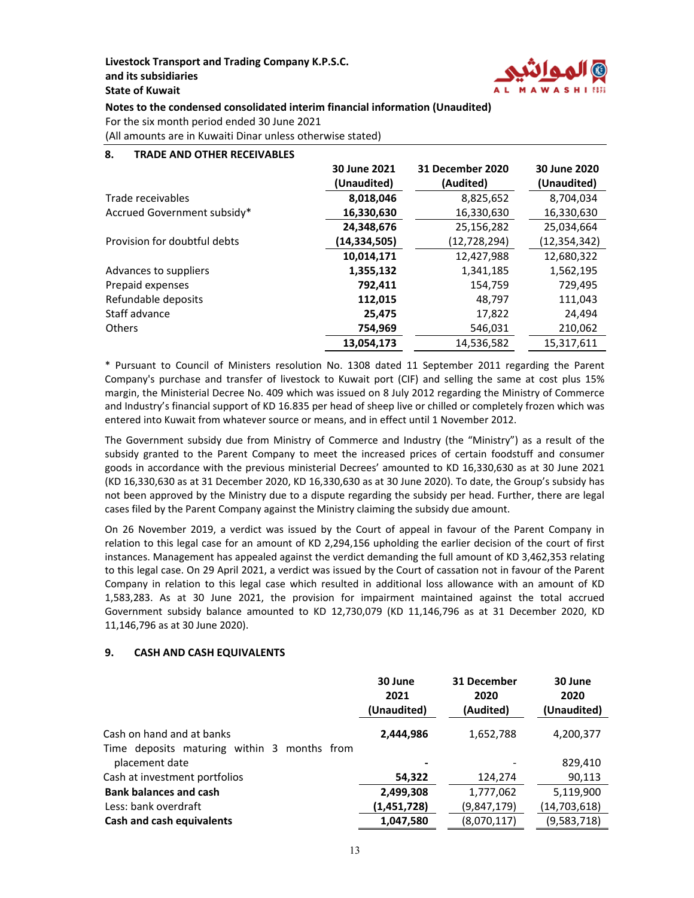**Notes to the condensed consolidated interim financial information (Unaudited)**

For the six month period ended 30 June 2021

(All amounts are in Kuwaiti Dinar unless otherwise stated)

## 8. TRADE AND OTHER RECEIVABLES

| | 30 June 2021 (Unaudited) | 31 December 2020 (Audited) | 30 June 2020 (Unaudited) |
|---|---|---|---|
| Trade receivables | **8,018,046** | 8,825,652 | 8,704,034 |
| Accrued Government subsidy* | **16,330,630** | 16,330,630 | 16,330,630 |
| | **24,348,676** | 25,156,282 | 25,034,664 |
| Provision for doubtful debts | **(14,334,505)** | (12,728,294) | (12,354,342) |
| | **10,014,171** | 12,427,988 | 12,680,322 |
| Advances to suppliers | **1,355,132** | 1,341,185 | 1,562,195 |
| Prepaid expenses | **792,411** | 154,759 | 729,495 |
| Refundable deposits | **112,015** | 48,797 | 111,043 |
| Staff advance | **25,475** | 17,822 | 24,494 |
| Others | **754,969** | 546,031 | 210,062 |
| | **13,054,173** | 14,536,582 | 15,317,611 |

* Pursuant to Council of Ministers resolution No. 1308 dated 11 September 2011 regarding the Parent Company's purchase and transfer of livestock to Kuwait port (CIF) and selling the same at cost plus 15% margin, the Ministerial Decree No. 409 which was issued on 8 July 2012 regarding the Ministry of Commerce and Industry's financial support of KD 16.835 per head of sheep live or chilled or completely frozen which was entered into Kuwait from whatever source or means, and in effect until 1 November 2012.

The Government subsidy due from Ministry of Commerce and Industry (the "Ministry") as a result of the subsidy granted to the Parent Company to meet the increased prices of certain foodstuff and consumer goods in accordance with the previous ministerial Decrees' amounted to KD 16,330,630 as at 30 June 2021 (KD 16,330,630 as at 31 December 2020, KD 16,330,630 as at 30 June 2020). To date, the Group's subsidy has not been approved by the Ministry due to a dispute regarding the subsidy per head. Further, there are legal cases filed by the Parent Company against the Ministry claiming the subsidy due amount.

On 26 November 2019, a verdict was issued by the Court of appeal in favour of the Parent Company in relation to this legal case for an amount of KD 2,294,156 upholding the earlier decision of the court of first instances. Management has appealed against the verdict demanding the full amount of KD 3,462,353 relating to this legal case. On 29 April 2021, a verdict was issued by the Court of cassation not in favour of the Parent Company in relation to this legal case which resulted in additional loss allowance with an amount of KD 1,583,283. As at 30 June 2021, the provision for impairment maintained against the total accrued Government subsidy balance amounted to KD 12,730,079 (KD 11,146,796 as at 31 December 2020, KD 11,146,796 as at 30 June 2020).

## 9. CASH AND CASH EQUIVALENTS

| | 30 June 2021 (Unaudited) | 31 December 2020 (Audited) | 30 June 2020 (Unaudited) |
|---|---|---|---|
| Cash on hand and at banks | **2,444,986** | 1,652,788 | 4,200,377 |
| Time deposits maturing within 3 months from placement date | **-** | - | 829,410 |
| Cash at investment portfolios | **54,322** | 124,274 | 90,113 |
| **Bank balances and cash** | **2,499,308** | 1,777,062 | 5,119,900 |
| Less: bank overdraft | **(1,451,728)** | (9,847,179) | (14,703,618) |
| **Cash and cash equivalents** | **1,047,580** | (8,070,117) | (9,583,718) |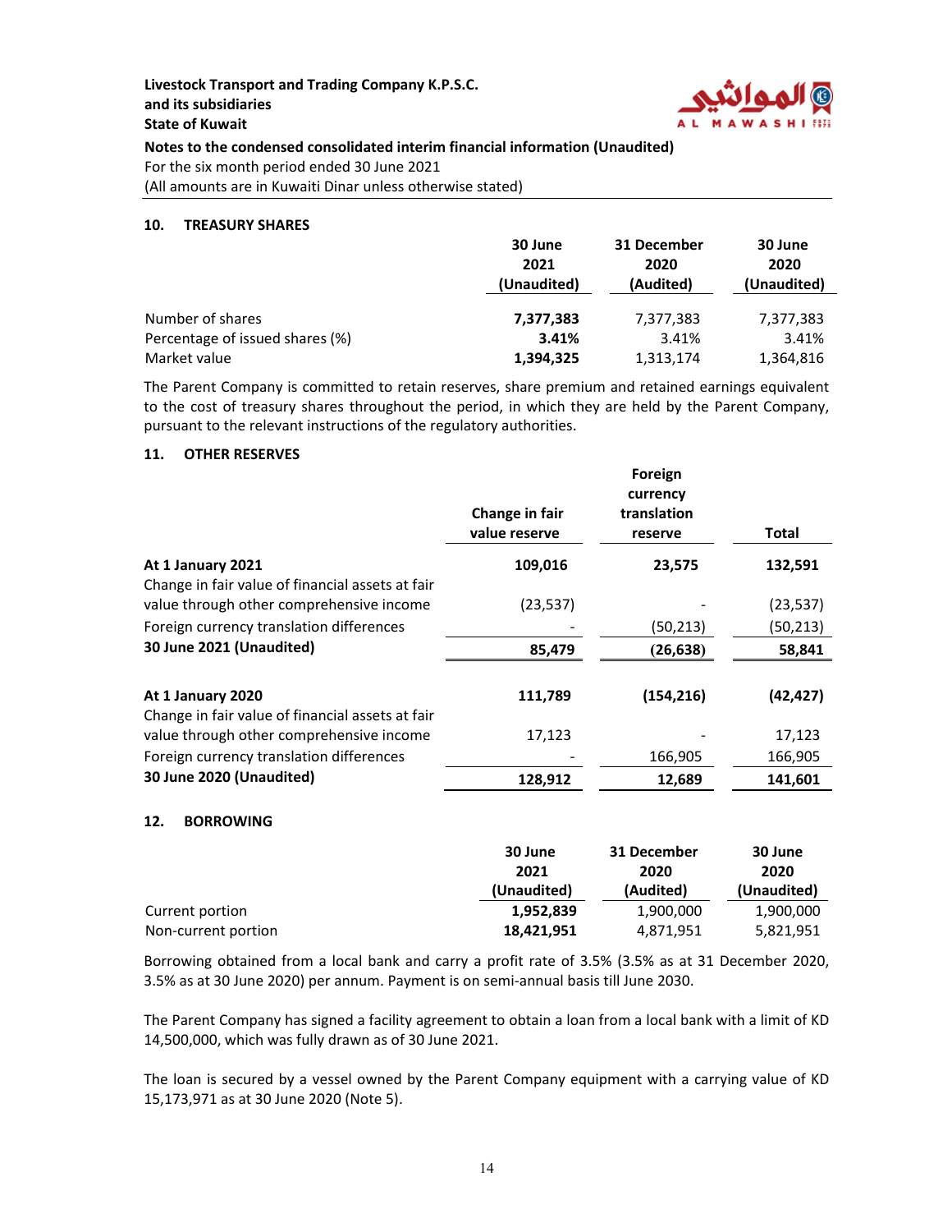**Livestock Transport and Trading Company K.P.S.C.**
**and its subsidiaries**
**State of Kuwait**

**Notes to the condensed consolidated interim financial information (Unaudited)**
For the six month period ended 30 June 2021
(All amounts are in Kuwaiti Dinar unless otherwise stated)

### 10. TREASURY SHARES

| | 30 June 2021 (Unaudited) | 31 December 2020 (Audited) | 30 June 2020 (Unaudited) |
|---|---|---|---|
| Number of shares | **7,377,383** | 7,377,383 | 7,377,383 |
| Percentage of issued shares (%) | **3.41%** | 3.41% | 3.41% |
| Market value | **1,394,325** | 1,313,174 | 1,364,816 |

The Parent Company is committed to retain reserves, share premium and retained earnings equivalent to the cost of treasury shares throughout the period, in which they are held by the Parent Company, pursuant to the relevant instructions of the regulatory authorities.

### 11. OTHER RESERVES

| | Change in fair value reserve | Foreign currency translation reserve | Total |
|---|---|---|---|
| **At 1 January 2021** | **109,016** | **23,575** | **132,591** |
| Change in fair value of financial assets at fair value through other comprehensive income | (23,537) | - | (23,537) |
| Foreign currency translation differences | - | (50,213) | (50,213) |
| **30 June 2021 (Unaudited)** | **85,479** | **(26,638)** | **58,841** |
| | | | |
| **At 1 January 2020** | **111,789** | **(154,216)** | **(42,427)** |
| Change in fair value of financial assets at fair value through other comprehensive income | 17,123 | - | 17,123 |
| Foreign currency translation differences | - | 166,905 | 166,905 |
| **30 June 2020 (Unaudited)** | **128,912** | **12,689** | **141,601** |

### 12. BORROWING

| | 30 June 2021 (Unaudited) | 31 December 2020 (Audited) | 30 June 2020 (Unaudited) |
|---|---|---|---|
| Current portion | **1,952,839** | 1,900,000 | 1,900,000 |
| Non-current portion | **18,421,951** | 4,871,951 | 5,821,951 |

Borrowing obtained from a local bank and carry a profit rate of 3.5% (3.5% as at 31 December 2020, 3.5% as at 30 June 2020) per annum. Payment is on semi-annual basis till June 2030.

The Parent Company has signed a facility agreement to obtain a loan from a local bank with a limit of KD 14,500,000, which was fully drawn as of 30 June 2021.

The loan is secured by a vessel owned by the Parent Company equipment with a carrying value of KD 15,173,971 as at 30 June 2020 (Note 5).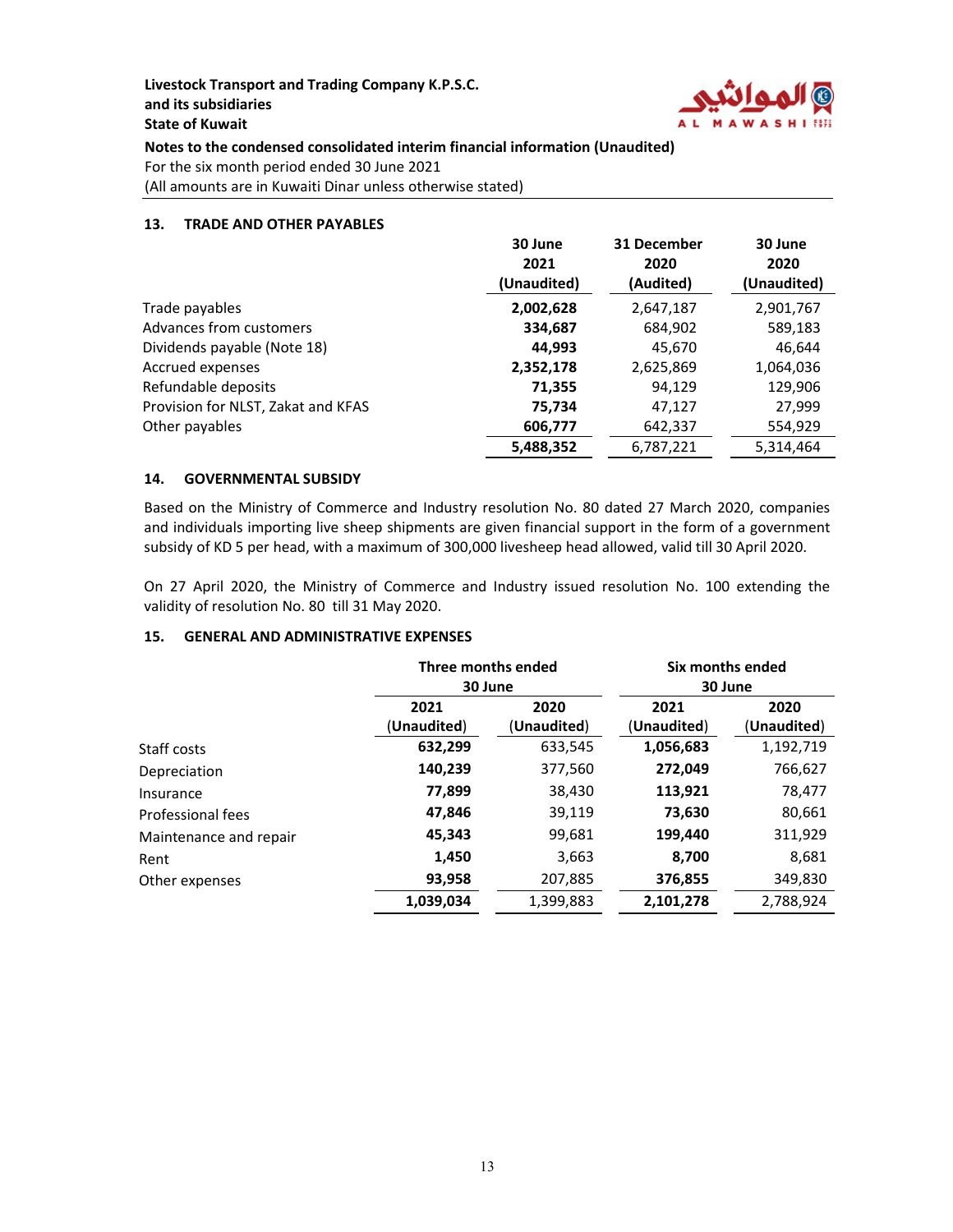**Livestock Transport and Trading Company K.P.S.C.**
**and its subsidiaries**
**State of Kuwait**

**Notes to the condensed consolidated interim financial information (Unaudited)**
For the six month period ended 30 June 2021
(All amounts are in Kuwaiti Dinar unless otherwise stated)

## 13. TRADE AND OTHER PAYABLES

| | 30 June 2021 (Unaudited) | 31 December 2020 (Audited) | 30 June 2020 (Unaudited) |
|---|---|---|---|
| Trade payables | **2,002,628** | 2,647,187 | 2,901,767 |
| Advances from customers | **334,687** | 684,902 | 589,183 |
| Dividends payable (Note 18) | **44,993** | 45,670 | 46,644 |
| Accrued expenses | **2,352,178** | 2,625,869 | 1,064,036 |
| Refundable deposits | **71,355** | 94,129 | 129,906 |
| Provision for NLST, Zakat and KFAS | **75,734** | 47,127 | 27,999 |
| Other payables | **606,777** | 642,337 | 554,929 |
| | **5,488,352** | 6,787,221 | 5,314,464 |

## 14. GOVERNMENTAL SUBSIDY

Based on the Ministry of Commerce and Industry resolution No. 80 dated 27 March 2020, companies and individuals importing live sheep shipments are given financial support in the form of a government subsidy of KD 5 per head, with a maximum of 300,000 livesheep head allowed, valid till 30 April 2020.

On 27 April 2020, the Ministry of Commerce and Industry issued resolution No. 100 extending the validity of resolution No. 80 till 31 May 2020.

## 15. GENERAL AND ADMINISTRATIVE EXPENSES

| | Three months ended 30 June | | Six months ended 30 June | |
|---|---|---|---|---|
| | 2021 (Unaudited) | 2020 (Unaudited) | 2021 (Unaudited) | 2020 (Unaudited) |
| Staff costs | **632,299** | 633,545 | **1,056,683** | 1,192,719 |
| Depreciation | **140,239** | 377,560 | **272,049** | 766,627 |
| Insurance | **77,899** | 38,430 | **113,921** | 78,477 |
| Professional fees | **47,846** | 39,119 | **73,630** | 80,661 |
| Maintenance and repair | **45,343** | 99,681 | **199,440** | 311,929 |
| Rent | **1,450** | 3,663 | **8,700** | 8,681 |
| Other expenses | **93,958** | 207,885 | **376,855** | 349,830 |
| | **1,039,034** | 1,399,883 | **2,101,278** | 2,788,924 |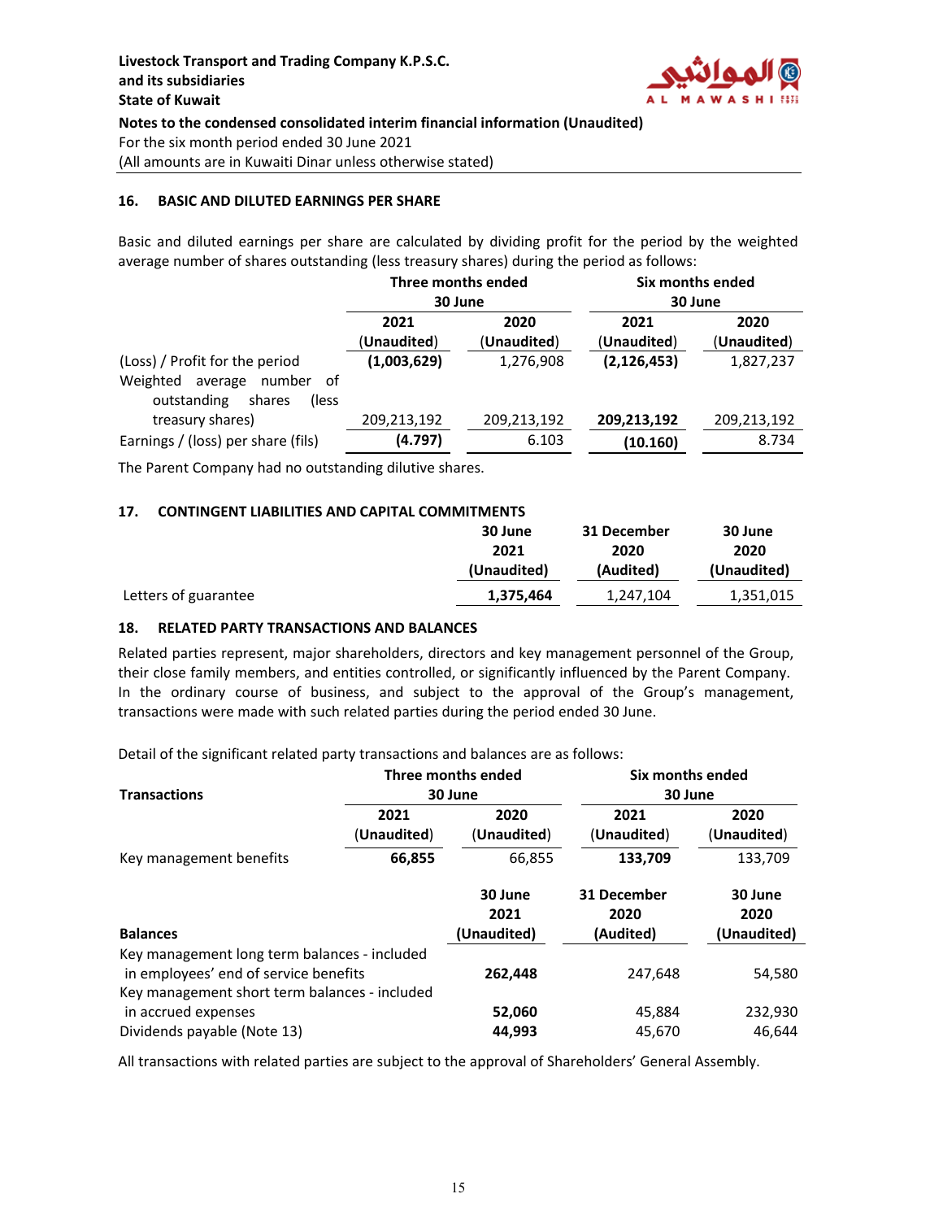## 16. BASIC AND DILUTED EARNINGS PER SHARE

Basic and diluted earnings per share are calculated by dividing profit for the period by the weighted average number of shares outstanding (less treasury shares) during the period as follows:

| | Three months ended 30 June | | Six months ended 30 June | |
|---|---|---|---|---|
| | **2021 (Unaudited)** | **2020 (Unaudited)** | **2021 (Unaudited)** | **2020 (Unaudited)** |
| (Loss) / Profit for the period | **(1,003,629)** | 1,276,908 | **(2,126,453)** | 1,827,237 |
| Weighted average number of outstanding shares (less treasury shares) | 209,213,192 | 209,213,192 | **209,213,192** | 209,213,192 |
| Earnings / (loss) per share (fils) | **(4.797)** | 6.103 | **(10.160)** | 8.734 |

The Parent Company had no outstanding dilutive shares.

## 17. CONTINGENT LIABILITIES AND CAPITAL COMMITMENTS

| | 30 June 2021 (Unaudited) | 31 December 2020 (Audited) | 30 June 2020 (Unaudited) |
|---|---|---|---|
| Letters of guarantee | **1,375,464** | 1,247,104 | 1,351,015 |

## 18. RELATED PARTY TRANSACTIONS AND BALANCES

Related parties represent, major shareholders, directors and key management personnel of the Group, their close family members, and entities controlled, or significantly influenced by the Parent Company. In the ordinary course of business, and subject to the approval of the Group's management, transactions were made with such related parties during the period ended 30 June.

Detail of the significant related party transactions and balances are as follows:

| **Transactions** | Three months ended 30 June | | Six months ended 30 June | |
|---|---|---|---|---|
| | **2021 (Unaudited)** | **2020 (Unaudited)** | **2021 (Unaudited)** | **2020 (Unaudited)** |
| Key management benefits | **66,855** | 66,855 | **133,709** | 133,709 |

| **Balances** | 30 June 2021 (Unaudited) | 31 December 2020 (Audited) | 30 June 2020 (Unaudited) |
|---|---|---|---|
| Key management long term balances - included in employees' end of service benefits | **262,448** | 247,648 | 54,580 |
| Key management short term balances - included in accrued expenses | **52,060** | 45,884 | 232,930 |
| Dividends payable (Note 13) | **44,993** | 45,670 | 46,644 |

All transactions with related parties are subject to the approval of Shareholders' General Assembly.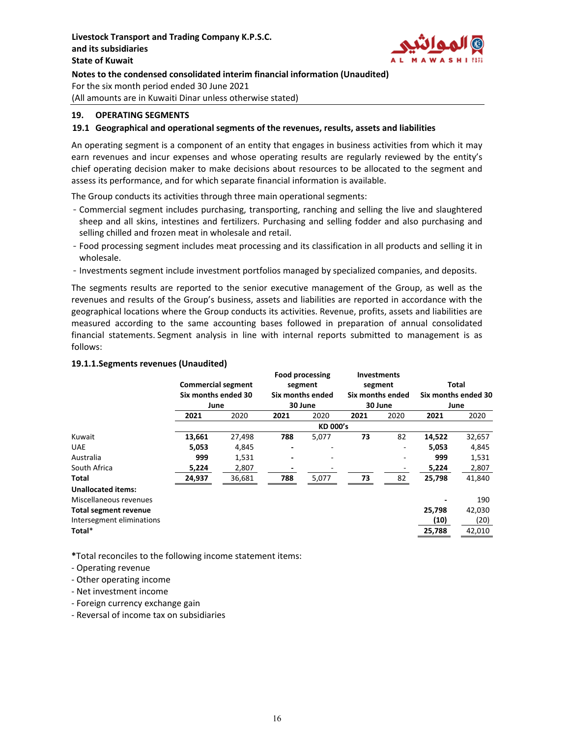## 19. OPERATING SEGMENTS

### 19.1 Geographical and operational segments of the revenues, results, assets and liabilities

An operating segment is a component of an entity that engages in business activities from which it may earn revenues and incur expenses and whose operating results are regularly reviewed by the entity's chief operating decision maker to make decisions about resources to be allocated to the segment and assess its performance, and for which separate financial information is available.

The Group conducts its activities through three main operational segments:

- Commercial segment includes purchasing, transporting, ranching and selling the live and slaughtered sheep and all skins, intestines and fertilizers. Purchasing and selling fodder and also purchasing and selling chilled and frozen meat in wholesale and retail.
- Food processing segment includes meat processing and its classification in all products and selling it in wholesale.
- Investments segment include investment portfolios managed by specialized companies, and deposits.

The segments results are reported to the senior executive management of the Group, as well as the revenues and results of the Group's business, assets and liabilities are reported in accordance with the geographical locations where the Group conducts its activities. Revenue, profits, assets and liabilities are measured according to the same accounting bases followed in preparation of annual consolidated financial statements. Segment analysis in line with internal reports submitted to management is as follows:

#### 19.1.1.Segments revenues (Unaudited)

| | Commercial segment Six months ended 30 June | | Food processing segment Six months ended 30 June | | Investments segment Six months ended 30 June | | Total Six months ended 30 June | |
|---|---|---|---|---|---|---|---|---|
| | **2021** | 2020 | **2021** | 2020 | **2021** | 2020 | **2021** | 2020 |
| | | | | KD 000's | | | | |
| Kuwait | **13,661** | 27,498 | **788** | 5,077 | **73** | 82 | **14,522** | 32,657 |
| UAE | **5,053** | 4,845 | **-** | - | | - | **5,053** | 4,845 |
| Australia | **999** | 1,531 | **-** | - | | - | **999** | 1,531 |
| South Africa | **5,224** | 2,807 | **-** | - | | - | **5,224** | 2,807 |
| **Total** | **24,937** | 36,681 | **788** | 5,077 | **73** | 82 | **25,798** | 41,840 |
| **Unallocated items:** | | | | | | | | |
| Miscellaneous revenues | | | | | | | **-** | 190 |
| **Total segment revenue** | | | | | | | **25,798** | 42,030 |
| Intersegment eliminations | | | | | | | **(10)** | (20) |
| **Total*** | | | | | | | **25,788** | 42,010 |

**\***Total reconciles to the following income statement items:

- Operating revenue
- Other operating income
- Net investment income
- Foreign currency exchange gain
- Reversal of income tax on subsidiaries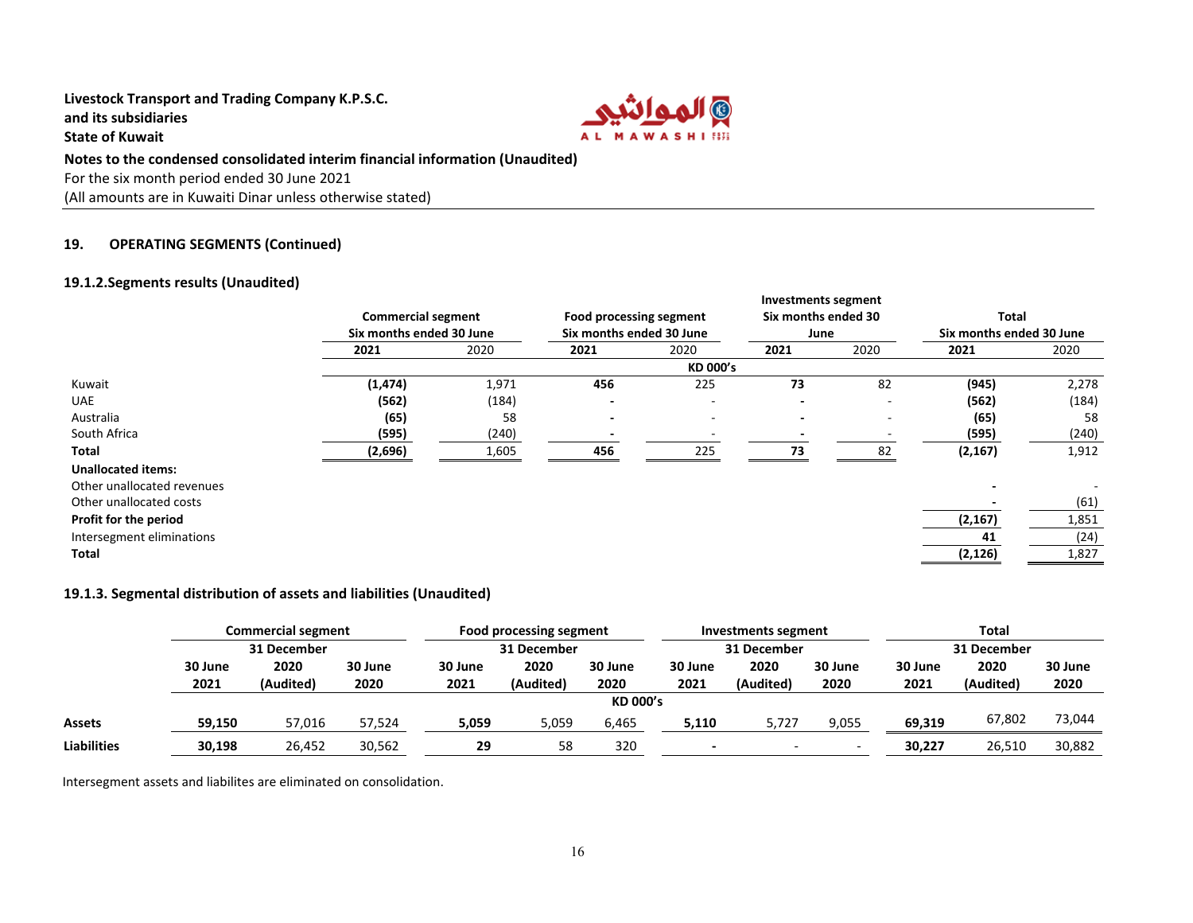**Livestock Transport and Trading Company K.P.S.C.**
**and its subsidiaries**
**State of Kuwait**
**Notes to the condensed consolidated interim financial information (Unaudited)**
For the six month period ended 30 June 2021
(All amounts are in Kuwaiti Dinar unless otherwise stated)

## 19. OPERATING SEGMENTS (Continued)

### 19.1.2. Segments results (Unaudited)

| | Commercial segment Six months ended 30 June | | Food processing segment Six months ended 30 June | | Investments segment Six months ended 30 June | | Total Six months ended 30 June | |
|---|---|---|---|---|---|---|---|---|
| | **2021** | 2020 | **2021** | 2020 | **2021** | 2020 | **2021** | 2020 |
| | | | | **KD 000's** | | | | |
| Kuwait | **(1,474)** | 1,971 | **456** | 225 | **73** | 82 | **(945)** | 2,278 |
| UAE | **(562)** | (184) | **-** | - | **-** | - | **(562)** | (184) |
| Australia | **(65)** | 58 | **-** | - | **-** | - | **(65)** | 58 |
| South Africa | **(595)** | (240) | **-** | - | **-** | - | **(595)** | (240) |
| **Total** | **(2,696)** | 1,605 | **456** | 225 | **73** | 82 | **(2,167)** | 1,912 |
| **Unallocated items:** | | | | | | | | |
| Other unallocated revenues | | | | | | | **-** | - |
| Other unallocated costs | | | | | | | **-** | (61) |
| **Profit for the period** | | | | | | | **(2,167)** | 1,851 |
| Intersegment eliminations | | | | | | | **41** | (24) |
| **Total** | | | | | | | **(2,126)** | 1,827 |

### 19.1.3. Segmental distribution of assets and liabilities (Unaudited)

| | Commercial segment | | | Food processing segment | | | Investments segment | | | Total | | |
|---|---|---|---|---|---|---|---|---|---|---|---|---|
| | 30 June 2021 | 31 December 2020 (Audited) | 30 June 2020 | 30 June 2021 | 31 December 2020 (Audited) | 30 June 2020 | 30 June 2021 | 31 December 2020 (Audited) | 30 June 2020 | 30 June 2021 | 31 December 2020 (Audited) | 30 June 2020 |
| | | | | | | KD 000's | | | | | | |
| **Assets** | **59,150** | 57,016 | 57,524 | **5,059** | 5,059 | 6,465 | **5,110** | 5,727 | 9,055 | **69,319** | 67,802 | 73,044 |
| **Liabilities** | **30,198** | 26,452 | 30,562 | **29** | 58 | 320 | **-** | - | - | **30,227** | 26,510 | 30,882 |

Intersegment assets and liabilites are eliminated on consolidation.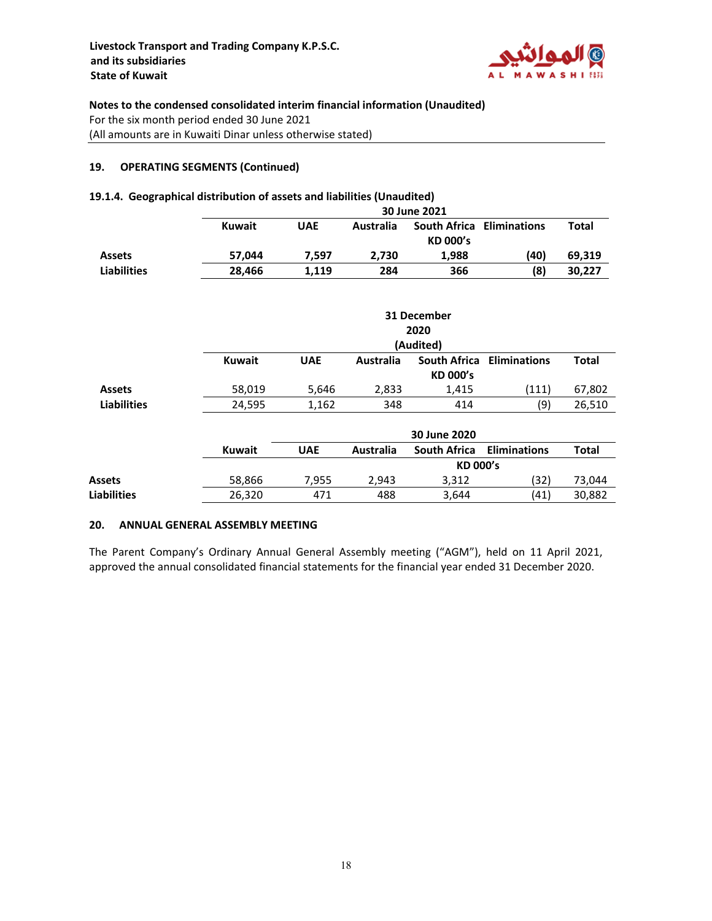## 19. OPERATING SEGMENTS (Continued)

### 19.1.4. Geographical distribution of assets and liabilities (Unaudited)

| | 30 June 2021 | | | | | |
|---|---|---|---|---|---|---|
| | **Kuwait** | **UAE** | **Australia** | **South Africa** | **Eliminations** | **Total** |
| | | | | **KD 000's** | | |
| **Assets** | **57,044** | **7,597** | **2,730** | **1,988** | **(40)** | **69,319** |
| **Liabilities** | **28,466** | **1,119** | **284** | **366** | **(8)** | **30,227** |

| | 31 December 2020 (Audited) | | | | | |
|---|---|---|---|---|---|---|
| | **Kuwait** | **UAE** | **Australia** | **South Africa** | **Eliminations** | **Total** |
| | | | | **KD 000's** | | |
| **Assets** | 58,019 | 5,646 | 2,833 | 1,415 | (111) | 67,802 |
| **Liabilities** | 24,595 | 1,162 | 348 | 414 | (9) | 26,510 |

| | 30 June 2020 | | | | | |
|---|---|---|---|---|---|---|
| | **Kuwait** | **UAE** | **Australia** | **South Africa** | **Eliminations** | **Total** |
| | | | | **KD 000's** | | |
| **Assets** | 58,866 | 7,955 | 2,943 | 3,312 | (32) | 73,044 |
| **Liabilities** | 26,320 | 471 | 488 | 3,644 | (41) | 30,882 |

## 20. ANNUAL GENERAL ASSEMBLY MEETING

The Parent Company's Ordinary Annual General Assembly meeting ("AGM"), held on 11 April 2021, approved the annual consolidated financial statements for the financial year ended 31 December 2020.